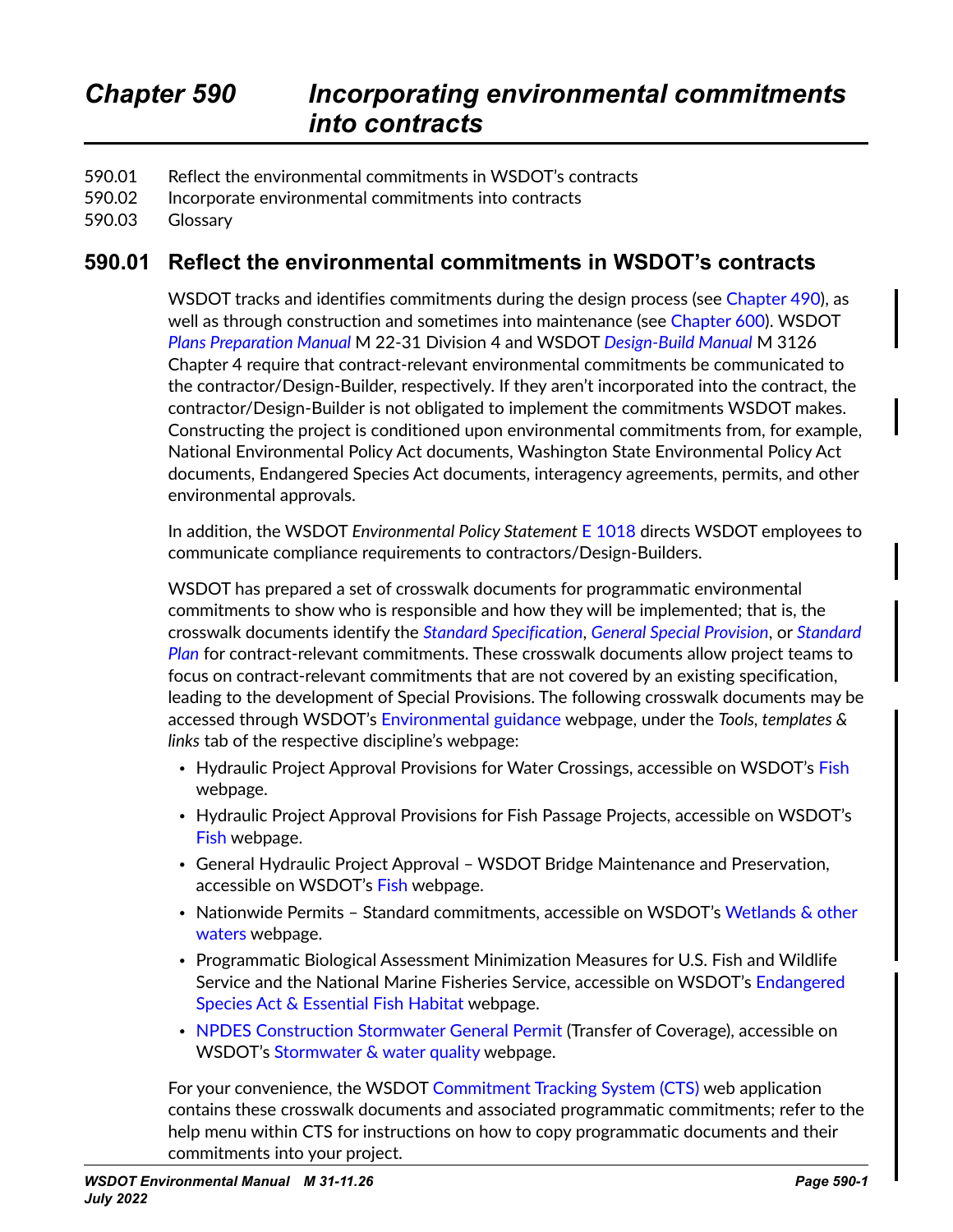# Chapter 590 Incorporating environmental commitments into contracts

590.01 Reflect the environmental commitments in WSDOT's contracts
590.02 Incorporate environmental commitments into contracts
590.03 Glossary

## 590.01 Reflect the environmental commitments in WSDOT's contracts

WSDOT tracks and identifies commitments during the design process (see Chapter 490), as well as through construction and sometimes into maintenance (see Chapter 600). WSDOT *Plans Preparation Manual* M 22-31 Division 4 and WSDOT *Design-Build Manual* M 3126 Chapter 4 require that contract-relevant environmental commitments be communicated to the contractor/Design-Builder, respectively. If they aren't incorporated into the contract, the contractor/Design-Builder is not obligated to implement the commitments WSDOT makes. Constructing the project is conditioned upon environmental commitments from, for example, National Environmental Policy Act documents, Washington State Environmental Policy Act documents, Endangered Species Act documents, interagency agreements, permits, and other environmental approvals.

In addition, the WSDOT *Environmental Policy Statement* E 1018 directs WSDOT employees to communicate compliance requirements to contractors/Design-Builders.

WSDOT has prepared a set of crosswalk documents for programmatic environmental commitments to show who is responsible and how they will be implemented; that is, the crosswalk documents identify the *Standard Specification*, *General Special Provision*, or *Standard Plan* for contract-relevant commitments. These crosswalk documents allow project teams to focus on contract-relevant commitments that are not covered by an existing specification, leading to the development of Special Provisions. The following crosswalk documents may be accessed through WSDOT's Environmental guidance webpage, under the *Tools, templates & links* tab of the respective discipline's webpage:

- Hydraulic Project Approval Provisions for Water Crossings, accessible on WSDOT's Fish webpage.
- Hydraulic Project Approval Provisions for Fish Passage Projects, accessible on WSDOT's Fish webpage.
- General Hydraulic Project Approval – WSDOT Bridge Maintenance and Preservation, accessible on WSDOT's Fish webpage.
- Nationwide Permits – Standard commitments, accessible on WSDOT's Wetlands & other waters webpage.
- Programmatic Biological Assessment Minimization Measures for U.S. Fish and Wildlife Service and the National Marine Fisheries Service, accessible on WSDOT's Endangered Species Act & Essential Fish Habitat webpage.
- NPDES Construction Stormwater General Permit (Transfer of Coverage), accessible on WSDOT's Stormwater & water quality webpage.

For your convenience, the WSDOT Commitment Tracking System (CTS) web application contains these crosswalk documents and associated programmatic commitments; refer to the help menu within CTS for instructions on how to copy programmatic documents and their commitments into your project.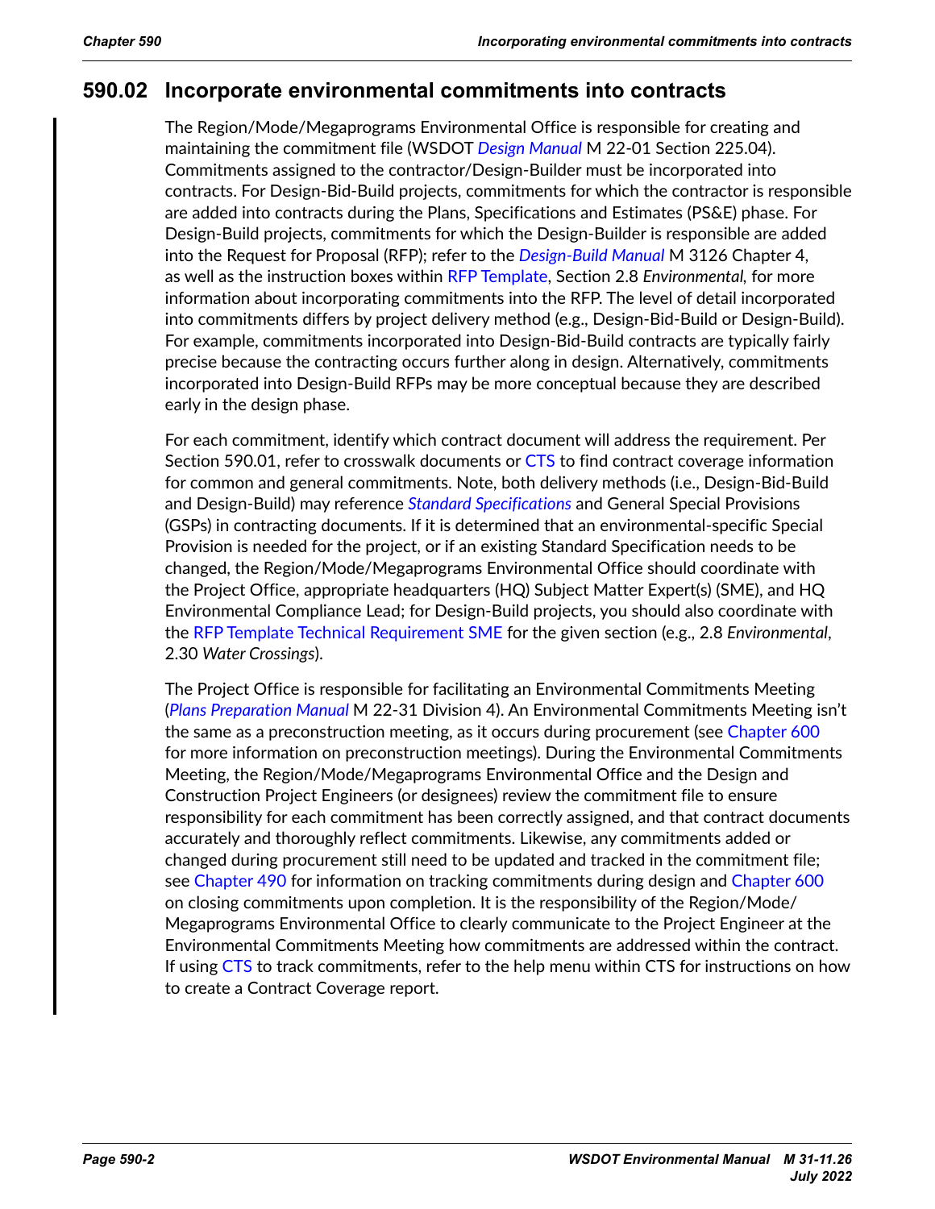## 590.02 Incorporate environmental commitments into contracts

The Region/Mode/Megaprograms Environmental Office is responsible for creating and maintaining the commitment file (WSDOT *Design Manual* M 22-01 Section 225.04). Commitments assigned to the contractor/Design-Builder must be incorporated into contracts. For Design-Bid-Build projects, commitments for which the contractor is responsible are added into contracts during the Plans, Specifications and Estimates (PS&E) phase. For Design-Build projects, commitments for which the Design-Builder is responsible are added into the Request for Proposal (RFP); refer to the *Design-Build Manual* M 3126 Chapter 4, as well as the instruction boxes within RFP Template, Section 2.8 *Environmental,* for more information about incorporating commitments into the RFP. The level of detail incorporated into commitments differs by project delivery method (e.g., Design-Bid-Build or Design-Build). For example, commitments incorporated into Design-Bid-Build contracts are typically fairly precise because the contracting occurs further along in design. Alternatively, commitments incorporated into Design-Build RFPs may be more conceptual because they are described early in the design phase.

For each commitment, identify which contract document will address the requirement. Per Section 590.01, refer to crosswalk documents or CTS to find contract coverage information for common and general commitments. Note, both delivery methods (i.e., Design-Bid-Build and Design-Build) may reference *Standard Specifications* and General Special Provisions (GSPs) in contracting documents. If it is determined that an environmental-specific Special Provision is needed for the project, or if an existing Standard Specification needs to be changed, the Region/Mode/Megaprograms Environmental Office should coordinate with the Project Office, appropriate headquarters (HQ) Subject Matter Expert(s) (SME), and HQ Environmental Compliance Lead; for Design-Build projects, you should also coordinate with the RFP Template Technical Requirement SME for the given section (e.g., 2.8 *Environmental*, 2.30 *Water Crossings*).

The Project Office is responsible for facilitating an Environmental Commitments Meeting (*Plans Preparation Manual* M 22-31 Division 4). An Environmental Commitments Meeting isn't the same as a preconstruction meeting, as it occurs during procurement (see Chapter 600 for more information on preconstruction meetings). During the Environmental Commitments Meeting, the Region/Mode/Megaprograms Environmental Office and the Design and Construction Project Engineers (or designees) review the commitment file to ensure responsibility for each commitment has been correctly assigned, and that contract documents accurately and thoroughly reflect commitments. Likewise, any commitments added or changed during procurement still need to be updated and tracked in the commitment file; see Chapter 490 for information on tracking commitments during design and Chapter 600 on closing commitments upon completion. It is the responsibility of the Region/Mode/Megaprograms Environmental Office to clearly communicate to the Project Engineer at the Environmental Commitments Meeting how commitments are addressed within the contract. If using CTS to track commitments, refer to the help menu within CTS for instructions on how to create a Contract Coverage report.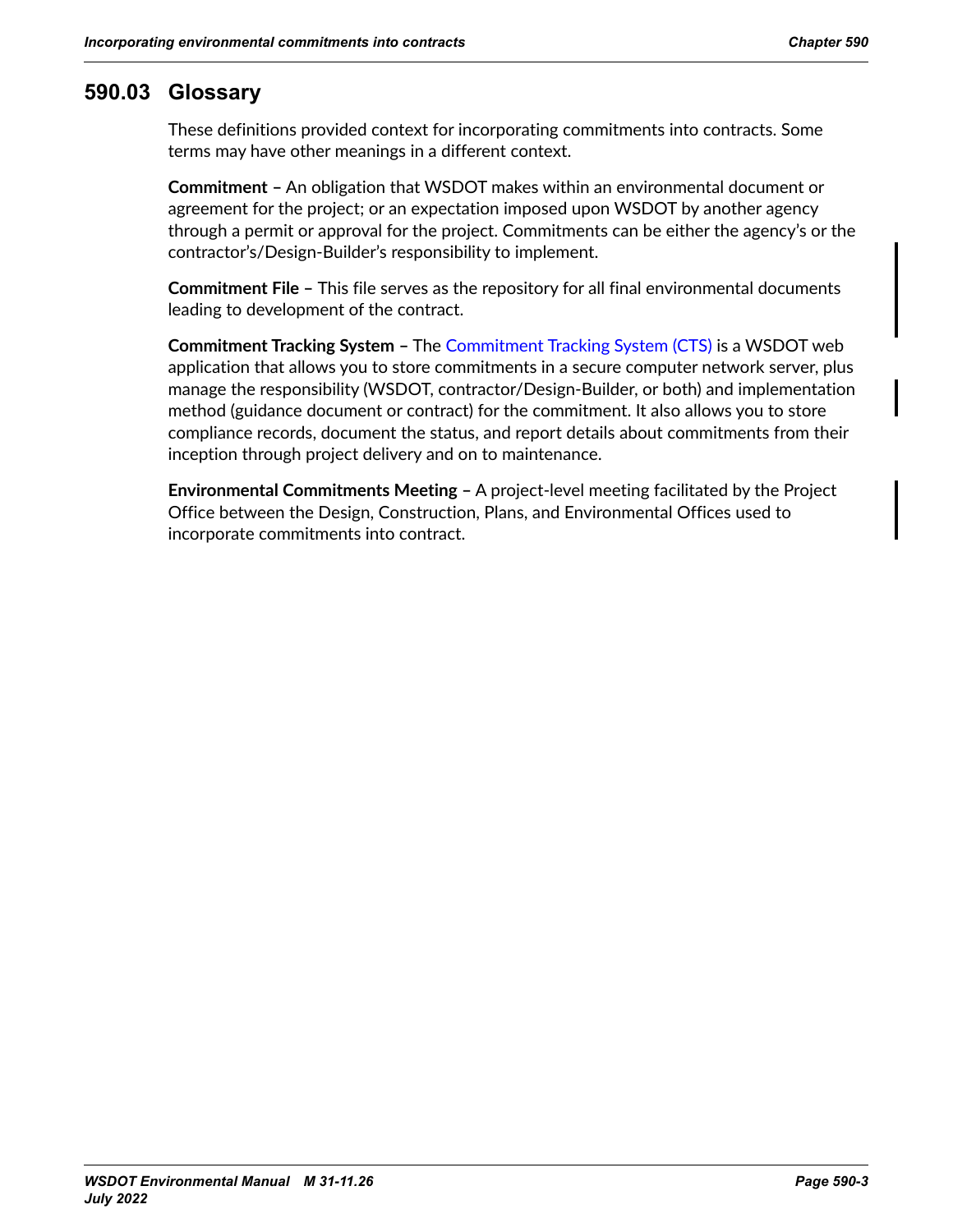## 590.03 Glossary

These definitions provided context for incorporating commitments into contracts. Some terms may have other meanings in a different context.

**Commitment –** An obligation that WSDOT makes within an environmental document or agreement for the project; or an expectation imposed upon WSDOT by another agency through a permit or approval for the project. Commitments can be either the agency's or the contractor's/Design-Builder's responsibility to implement.

**Commitment File –** This file serves as the repository for all final environmental documents leading to development of the contract.

**Commitment Tracking System –** The Commitment Tracking System (CTS) is a WSDOT web application that allows you to store commitments in a secure computer network server, plus manage the responsibility (WSDOT, contractor/Design-Builder, or both) and implementation method (guidance document or contract) for the commitment. It also allows you to store compliance records, document the status, and report details about commitments from their inception through project delivery and on to maintenance.

**Environmental Commitments Meeting –** A project-level meeting facilitated by the Project Office between the Design, Construction, Plans, and Environmental Offices used to incorporate commitments into contract.